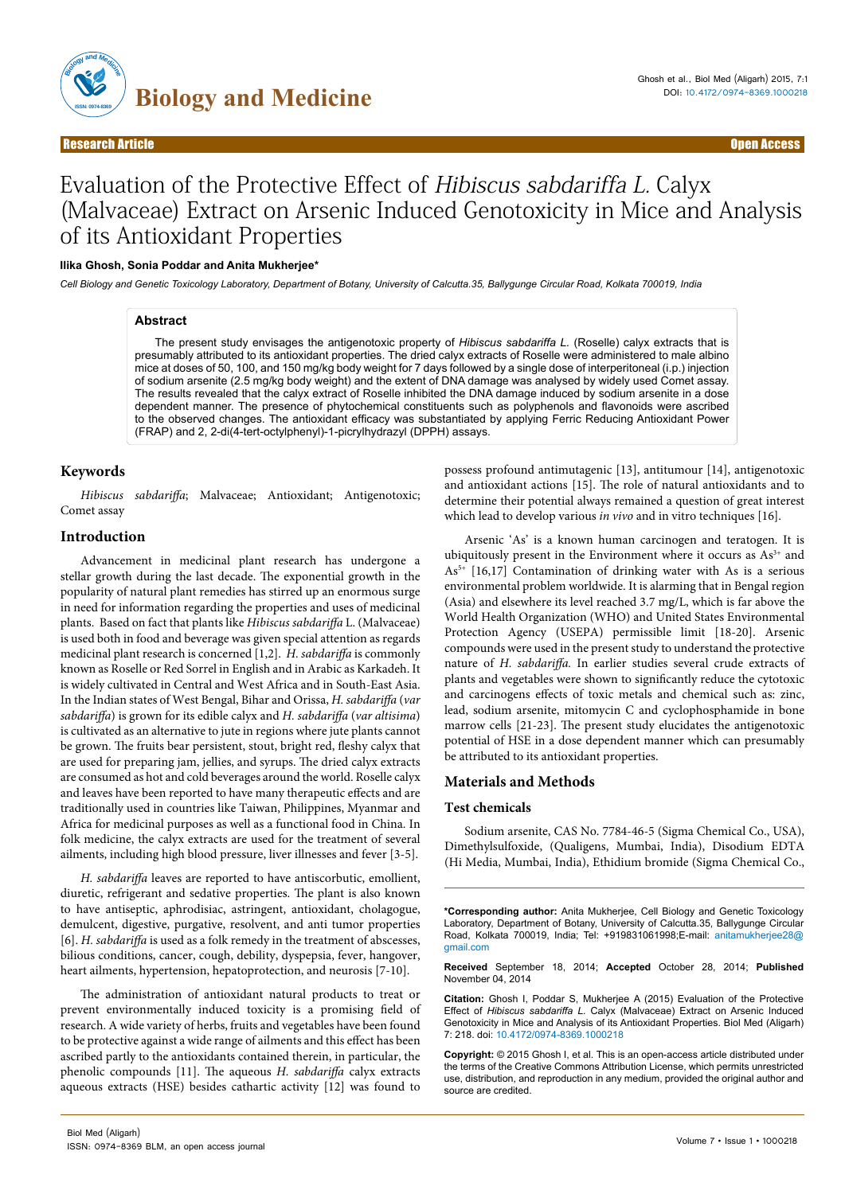Research Article | Open Access

# Evaluation of the Protective Effect of *Hibiscus sabdariffa L.* Calyx (Malvaceae) Extract on Arsenic Induced Genotoxicity in Mice and Analysis of its Antioxidant Properties

**Ilika Ghosh, Sonia Poddar and Anita Mukherjee***

*Cell Biology and Genetic Toxicology Laboratory, Department of Botany, University of Calcutta.35, Ballygunge Circular Road, Kolkata 700019, India*

## Abstract

The present study envisages the antigenotoxic property of *Hibiscus sabdariffa L.* (Roselle) calyx extracts that is presumably attributed to its antioxidant properties. The dried calyx extracts of Roselle were administered to male albino mice at doses of 50, 100, and 150 mg/kg body weight for 7 days followed by a single dose of interperitoneal (i.p.) injection of sodium arsenite (2.5 mg/kg body weight) and the extent of DNA damage was analysed by widely used Comet assay. The results revealed that the calyx extract of Roselle inhibited the DNA damage induced by sodium arsenite in a dose dependent manner. The presence of phytochemical constituents such as polyphenols and flavonoids were ascribed to the observed changes. The antioxidant efficacy was substantiated by applying Ferric Reducing Antioxidant Power (FRAP) and 2, 2-di(4-tert-octylphenyl)-1-picrylhydrazyl (DPPH) assays.

## Keywords

*Hibiscus sabdariffa*; Malvaceae; Antioxidant; Antigenotoxic; Comet assay

## Introduction

Advancement in medicinal plant research has undergone a stellar growth during the last decade. The exponential growth in the popularity of natural plant remedies has stirred up an enormous surge in need for information regarding the properties and uses of medicinal plants. Based on fact that plants like *Hibiscus sabdariffa* L. (Malvaceae) is used both in food and beverage was given special attention as regards medicinal plant research is concerned [1,2]. *H. sabdariffa* is commonly known as Roselle or Red Sorrel in English and in Arabic as Karkadeh. It is widely cultivated in Central and West Africa and in South-East Asia. In the Indian states of West Bengal, Bihar and Orissa, *H. sabdariffa* (*var sabdariffa*) is grown for its edible calyx and *H. sabdariffa* (*var altisima*) is cultivated as an alternative to jute in regions where jute plants cannot be grown. The fruits bear persistent, stout, bright red, fleshy calyx that are used for preparing jam, jellies, and syrups. The dried calyx extracts are consumed as hot and cold beverages around the world. Roselle calyx and leaves have been reported to have many therapeutic effects and are traditionally used in countries like Taiwan, Philippines, Myanmar and Africa for medicinal purposes as well as a functional food in China. In folk medicine, the calyx extracts are used for the treatment of several ailments, including high blood pressure, liver illnesses and fever [3-5].

*H. sabdariffa* leaves are reported to have antiscorbutic, emollient, diuretic, refrigerant and sedative properties. The plant is also known to have antiseptic, aphrodisiac, astringent, antioxidant, cholagogue, demulcent, digestive, purgative, resolvent, and anti tumor properties [6]. *H. sabdariffa* is used as a folk remedy in the treatment of abscesses, bilious conditions, cancer, cough, debility, dyspepsia, fever, hangover, heart ailments, hypertension, hepatoprotection, and neurosis [7-10].

The administration of antioxidant natural products to treat or prevent environmentally induced toxicity is a promising field of research. A wide variety of herbs, fruits and vegetables has been found to be protective against a wide range of ailments and this effect has been ascribed partly to the antioxidants contained therein, in particular, the phenolic compounds [11]. The aqueous *H. sabdariffa* calyx extracts aqueous extracts (HSE) besides cathartic activity [12] was found to possess profound antimutagenic [13], antitumour [14], antigenotoxic and antioxidant actions [15]. The role of natural antioxidants and to determine their potential always remained a question of great interest which lead to develop various *in vivo* and in vitro techniques [16].

Arsenic 'As' is a known human carcinogen and teratogen. It is ubiquitously present in the Environment where it occurs as $As^{3+}$ and $As^{5+}$ [16,17] Contamination of drinking water with As is a serious environmental problem worldwide. It is alarming that in Bengal region (Asia) and elsewhere its level reached 3.7 mg/L, which is far above the World Health Organization (WHO) and United States Environmental Protection Agency (USEPA) permissible limit [18-20]. Arsenic compounds were used in the present study to understand the protective nature of *H. sabdariffa*. In earlier studies several crude extracts of plants and vegetables were shown to significantly reduce the cytotoxic and carcinogens effects of toxic metals and chemical such as: zinc, lead, sodium arsenite, mitomycin C and cyclophosphamide in bone marrow cells [21-23]. The present study elucidates the antigenotoxic potential of HSE in a dose dependent manner which can presumably be attributed to its antioxidant properties.

## Materials and Methods

### Test chemicals

Sodium arsenite, CAS No. 7784-46-5 (Sigma Chemical Co., USA), Dimethylsulfoxide, (Qualigens, Mumbai, India), Disodium EDTA (Hi Media, Mumbai, India), Ethidium bromide (Sigma Chemical Co.,

---

**\*Corresponding author:** Anita Mukherjee, Cell Biology and Genetic Toxicology Laboratory, Department of Botany, University of Calcutta.35, Ballygunge Circular Road, Kolkata 700019, India; Tel: +919831061998;E-mail: anitamukherjee28@gmail.com

**Received** September 18, 2014; **Accepted** October 28, 2014; **Published** November 04, 2014

**Citation:** Ghosh I, Poddar S, Mukherjee A (2015) Evaluation of the Protective Effect of *Hibiscus sabdariffa L.* Calyx (Malvaceae) Extract on Arsenic Induced Genotoxicity in Mice and Analysis of its Antioxidant Properties. Biol Med (Aligarh) 7: 218. doi: 10.4172/0974-8369.1000218

**Copyright:** © 2015 Ghosh I, et al. This is an open-access article distributed under the terms of the Creative Commons Attribution License, which permits unrestricted use, distribution, and reproduction in any medium, provided the original author and source are credited.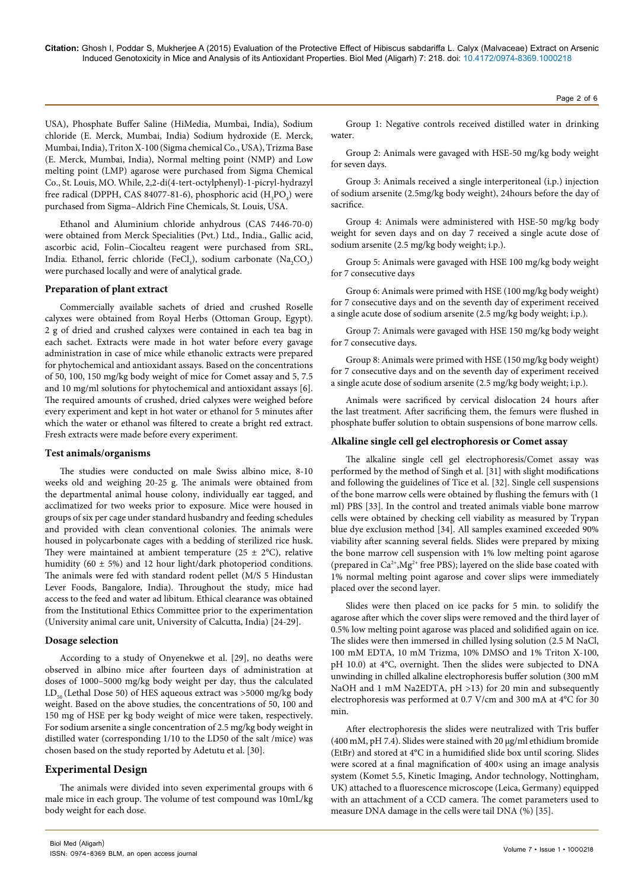USA), Phosphate Buffer Saline (HiMedia, Mumbai, India), Sodium chloride (E. Merck, Mumbai, India) Sodium hydroxide (E. Merck, Mumbai, India), Triton X-100 (Sigma chemical Co., USA), Trizma Base (E. Merck, Mumbai, India), Normal melting point (NMP) and Low melting point (LMP) agarose were purchased from Sigma Chemical Co., St. Louis, MO. While, 2,2-di(4-tert-octylphenyl)-1-picryl-hydrazyl free radical (DPPH, CAS 84077-81-6), phosphoric acid ($H_3PO_4$) were purchased from Sigma–Aldrich Fine Chemicals, St. Louis, USA.

Ethanol and Aluminium chloride anhydrous (CAS 7446-70-0) were obtained from Merck Specialities (Pvt.) Ltd., India., Gallic acid, ascorbic acid, Folin–Ciocalteu reagent were purchased from SRL, India. Ethanol, ferric chloride ($FeCl_3$), sodium carbonate ($Na_2CO_3$) were purchased locally and were of analytical grade.

### Preparation of plant extract

Commercially available sachets of dried and crushed Roselle calyxes were obtained from Royal Herbs (Ottoman Group, Egypt). 2 g of dried and crushed calyxes were contained in each tea bag in each sachet. Extracts were made in hot water before every gavage administration in case of mice while ethanolic extracts were prepared for phytochemical and antioxidant assays. Based on the concentrations of 50, 100, 150 mg/kg body weight of mice for Comet assay and 5, 7.5 and 10 mg/ml solutions for phytochemical and antioxidant assays [6]. The required amounts of crushed, dried calyxes were weighed before every experiment and kept in hot water or ethanol for 5 minutes after which the water or ethanol was filtered to create a bright red extract. Fresh extracts were made before every experiment.

### Test animals/organisms

The studies were conducted on male Swiss albino mice, 8-10 weeks old and weighing 20-25 g. The animals were obtained from the departmental animal house colony, individually ear tagged, and acclimatized for two weeks prior to exposure. Mice were housed in groups of six per cage under standard husbandry and feeding schedules and provided with clean conventional colonies. The animals were housed in polycarbonate cages with a bedding of sterilized rice husk. They were maintained at ambient temperature (25 ± 2°C), relative humidity (60 ± 5%) and 12 hour light/dark photoperiod conditions. The animals were fed with standard rodent pellet (M/S 5 Hindustan Lever Foods, Bangalore, India). Throughout the study, mice had access to the feed and water ad libitum. Ethical clearance was obtained from the Institutional Ethics Committee prior to the experimentation (University animal care unit, University of Calcutta, India) [24-29].

### Dosage selection

According to a study of Onyenekwe et al. [29], no deaths were observed in albino mice after fourteen days of administration at doses of 1000–5000 mg/kg body weight per day, thus the calculated $LD_{50}$ (Lethal Dose 50) of HES aqueous extract was >5000 mg/kg body weight. Based on the above studies, the concentrations of 50, 100 and 150 mg of HSE per kg body weight of mice were taken, respectively. For sodium arsenite a single concentration of 2.5 mg/kg body weight in distilled water (corresponding 1/10 to the LD50 of the salt /mice) was chosen based on the study reported by Adetutu et al. [30].

## Experimental Design

The animals were divided into seven experimental groups with 6 male mice in each group. The volume of test compound was 10mL/kg body weight for each dose.

Group 1: Negative controls received distilled water in drinking water.

Group 2: Animals were gavaged with HSE-50 mg/kg body weight for seven days.

Group 3: Animals received a single interperitoneal (i.p.) injection of sodium arsenite (2.5mg/kg body weight), 24hours before the day of sacrifice.

Group 4: Animals were administered with HSE-50 mg/kg body weight for seven days and on day 7 received a single acute dose of sodium arsenite (2.5 mg/kg body weight; i.p.).

Group 5: Animals were gavaged with HSE 100 mg/kg body weight for 7 consecutive days

Group 6: Animals were primed with HSE (100 mg/kg body weight) for 7 consecutive days and on the seventh day of experiment received a single acute dose of sodium arsenite (2.5 mg/kg body weight; i.p.).

Group 7: Animals were gavaged with HSE 150 mg/kg body weight for 7 consecutive days.

Group 8: Animals were primed with HSE (150 mg/kg body weight) for 7 consecutive days and on the seventh day of experiment received a single acute dose of sodium arsenite (2.5 mg/kg body weight; i.p.).

Animals were sacrificed by cervical dislocation 24 hours after the last treatment. After sacrificing them, the femurs were flushed in phosphate buffer solution to obtain suspensions of bone marrow cells.

### Alkaline single cell gel electrophoresis or Comet assay

The alkaline single cell gel electrophoresis/Comet assay was performed by the method of Singh et al. [31] with slight modifications and following the guidelines of Tice et al. [32]. Single cell suspensions of the bone marrow cells were obtained by flushing the femurs with (1 ml) PBS [33]. In the control and treated animals viable bone marrow cells were obtained by checking cell viability as measured by Trypan blue dye exclusion method [34]. All samples examined exceeded 90% viability after scanning several fields. Slides were prepared by mixing the bone marrow cell suspension with 1% low melting point agarose (prepared in $Ca^{2+}$,$Mg^{2+}$ free PBS); layered on the slide base coated with 1% normal melting point agarose and cover slips were immediately placed over the second layer.

Slides were then placed on ice packs for 5 min. to solidify the agarose after which the cover slips were removed and the third layer of 0.5% low melting point agarose was placed and solidified again on ice. The slides were then immersed in chilled lysing solution (2.5 M NaCl, 100 mM EDTA, 10 mM Trizma, 10% DMSO and 1% Triton X-100, pH 10.0) at 4°C, overnight. Then the slides were subjected to DNA unwinding in chilled alkaline electrophoresis buffer solution (300 mM NaOH and 1 mM Na2EDTA, pH >13) for 20 min and subsequently electrophoresis was performed at 0.7 V/cm and 300 mA at 4°C for 30 min.

After electrophoresis the slides were neutralized with Tris buffer (400 mM, pH 7.4). Slides were stained with 20 μg/ml ethidium bromide (EtBr) and stored at 4°C in a humidified slide box until scoring. Slides were scored at a final magnification of 400× using an image analysis system (Komet 5.5, Kinetic Imaging, Andor technology, Nottingham, UK) attached to a fluorescence microscope (Leica, Germany) equipped with an attachment of a CCD camera. The comet parameters used to measure DNA damage in the cells were tail DNA (%) [35].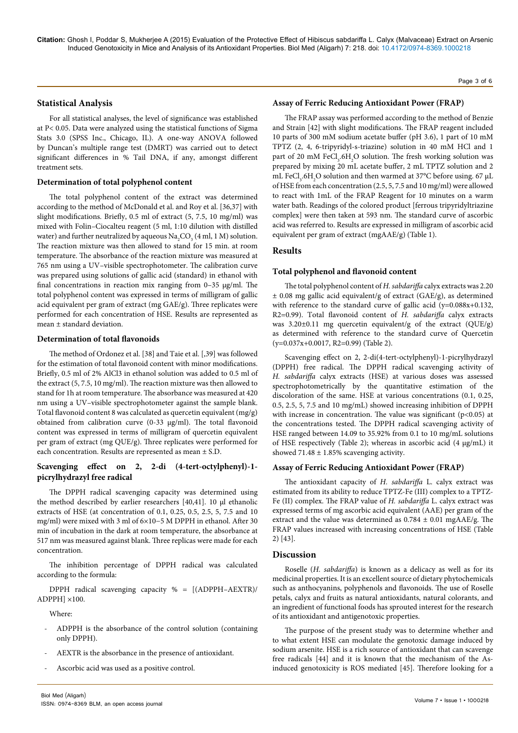## Statistical Analysis

For all statistical analyses, the level of significance was established at P< 0.05. Data were analyzed using the statistical functions of Sigma Stats 3.0 (SPSS Inc., Chicago, IL). A one-way ANOVA followed by Duncan's multiple range test (DMRT) was carried out to detect significant differences in % Tail DNA, if any, amongst different treatment sets.

### Determination of total polyphenol content

The total polyphenol content of the extract was determined according to the method of McDonald et al. and Roy et al. [36,37] with slight modifications. Briefly, 0.5 ml of extract (5, 7.5, 10 mg/ml) was mixed with Folin–Ciocalteu reagent (5 ml, 1:10 dilution with distilled water) and further neutralized by aqueous $Na_2CO_3$ (4 ml, 1 M) solution. The reaction mixture was then allowed to stand for 15 min. at room temperature. The absorbance of the reaction mixture was measured at 765 nm using a UV–visible spectrophotometer. The calibration curve was prepared using solutions of gallic acid (standard) in ethanol with final concentrations in reaction mix ranging from 0–35 µg/ml. The total polyphenol content was expressed in terms of milligram of gallic acid equivalent per gram of extract (mg GAE/g). Three replicates were performed for each concentration of HSE. Results are represented as mean ± standard deviation.

### Determination of total flavonoids

The method of Ordonez et al. [38] and Taie et al. [,39] was followed for the estimation of total flavonoid content with minor modifications. Briefly, 0.5 ml of 2% AlCl3 in ethanol solution was added to 0.5 ml of the extract (5, 7.5, 10 mg/ml). The reaction mixture was then allowed to stand for 1h at room temperature. The absorbance was measured at 420 nm using a UV–visible spectrophotometer against the sample blank. Total flavonoid content 8 was calculated as quercetin equivalent (mg/g) obtained from calibration curve (0-33 µg/ml). The total flavonoid content was expressed in terms of milligram of quercetin equivalent per gram of extract (mg QUE/g). Three replicates were performed for each concentration. Results are represented as mean ± S.D.

### Scavenging effect on 2, 2-di (4-tert-octylphenyl)-1-picrylhydrazyl free radical

The DPPH radical scavenging capacity was determined using the method described by earlier researchers [40,41]. 10 µl ethanolic extracts of HSE (at concentration of 0.1, 0.25, 0.5, 2.5, 5, 7.5 and 10 mg/ml) were mixed with 3 ml of 6×10−5 M DPPH in ethanol. After 30 min of incubation in the dark at room temperature, the absorbance at 517 nm was measured against blank. Three replicas were made for each concentration.

The inhibition percentage of DPPH radical was calculated according to the formula:

DPPH radical scavenging capacity % = [(ADPPH−AEXTR)/ADPPH] ×100.

Where:

- ADPPH is the absorbance of the control solution (containing only DPPH).
- AEXTR is the absorbance in the presence of antioxidant.
- Ascorbic acid was used as a positive control.

### Assay of Ferric Reducing Antioxidant Power (FRAP)

The FRAP assay was performed according to the method of Benzie and Strain [42] with slight modifications. The FRAP reagent included 10 parts of 300 mM sodium acetate buffer (pH 3.6), 1 part of 10 mM TPTZ (2, 4, 6-tripyridyl-s-triazine) solution in 40 mM HCl and 1 part of 20 mM $FeCl_3.6H_2O$ solution. The fresh working solution was prepared by mixing 20 mL acetate buffer, 2 mL TPTZ solution and 2 mL $FeCl_3.6H_2O$ solution and then warmed at 37°C before using. 67 µL of HSE from each concentration (2.5, 5, 7.5 and 10 mg/ml) were allowed to react with 1mL of the FRAP Reagent for 10 minutes on a warm water bath. Readings of the colored product [ferrous tripyridyltriazine complex] were then taken at 593 nm. The standard curve of ascorbic acid was referred to. Results are expressed in milligram of ascorbic acid equivalent per gram of extract (mgAAE/g) (Table 1).

## Results

### Total polyphenol and flavonoid content

The total polyphenol content of *H. sabdariffa* calyx extracts was 2.20 ± 0.08 mg gallic acid equivalent/g of extract (GAE/g), as determined with reference to the standard curve of gallic acid (y=0.088x+0.132, R2=0.99). Total flavonoid content of *H. sabdariffa* calyx extracts was 3.20±0.11 mg quercetin equivalent/g of the extract (QUE/g) as determined with reference to the standard curve of Quercetin (y=0.037x+0.0017, R2=0.99) (Table 2).

Scavenging effect on 2, 2-di(4-tert-octylphenyl)-1-picrylhydrazyl (DPPH) free radical. The DPPH radical scavenging activity of *H. sabdariffa* calyx extracts (HSE) at various doses was assessed spectrophotometrically by the quantitative estimation of the discoloration of the same. HSE at various concentrations (0.1, 0.25, 0.5, 2.5, 5, 7.5 and 10 mg/mL) showed increasing inhibition of DPPH with increase in concentration. The value was significant ($p<0.05$) at the concentrations tested. The DPPH radical scavenging activity of HSE ranged between 14.09 to 35.92% from 0.1 to 10 mg/mL solutions of HSE respectively (Table 2); whereas in ascorbic acid (4 µg/mL) it showed 71.48 ± 1.85% scavenging activity.

### Assay of Ferric Reducing Antioxidant Power (FRAP)

The antioxidant capacity of *H. sabdariffa* L. calyx extract was estimated from its ability to reduce TPTZ-Fe (III) complex to a TPTZ-Fe (II) complex. The FRAP value of *H. sabdariffa* L. calyx extract was expressed terms of mg ascorbic acid equivalent (AAE) per gram of the extract and the value was determined as 0.784 ± 0.01 mgAAE/g. The FRAP values increased with increasing concentrations of HSE (Table 2) [43].

## Discussion

Roselle (*H. sabdariffa*) is known as a delicacy as well as for its medicinal properties. It is an excellent source of dietary phytochemicals such as anthocyanins, polyphenols and flavonoids. The use of Roselle petals, calyx and fruits as natural antioxidants, natural colorants, and an ingredient of functional foods has sprouted interest for the research of its antioxidant and antigenotoxic properties.

The purpose of the present study was to determine whether and to what extent HSE can modulate the genotoxic damage induced by sodium arsenite. HSE is a rich source of antioxidant that can scavenge free radicals [44] and it is known that the mechanism of the As-induced genotoxicity is ROS mediated [45]. Therefore looking for a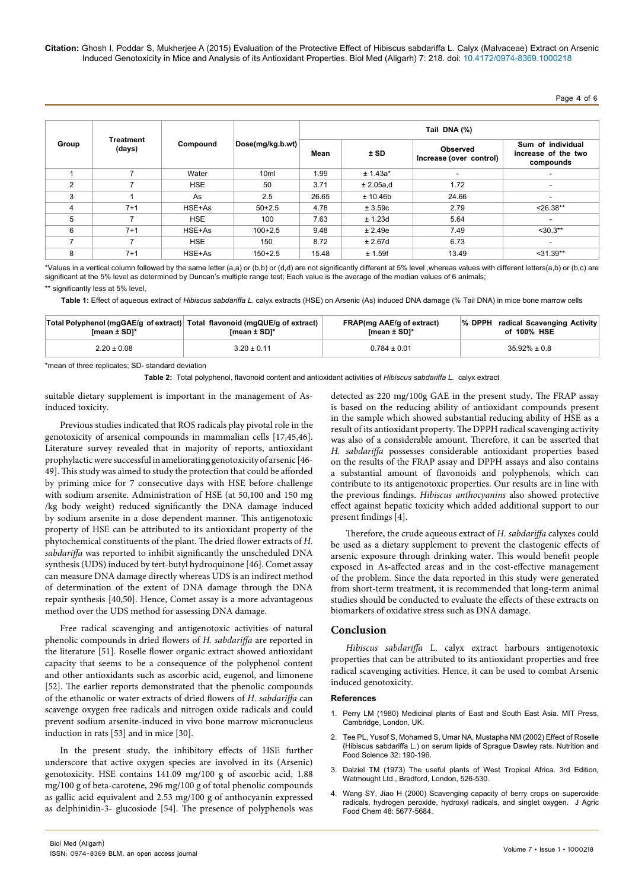| Group | Treatment (days) | Compound | Dose(mg/kg.b.wt) | Tail DNA (%) | | | |
|---|---|---|---|---|---|---|---|
| | | | | Mean | ± SD | Observed Increase (over control) | Sum of individual increase of the two compounds |
| 1 | 7 | Water | 10ml | 1.99 | ± 1.43a* | - | - |
| 2 | 7 | HSE | 50 | 3.71 | ± 2.05a,d | 1.72 | - |
| 3 | 1 | As | 2.5 | 26.65 | ± 10.46b | 24.66 | - |
| 4 | 7+1 | HSE+As | 50+2.5 | 4.78 | ± 3.59c | 2.79 | <26.38** |
| 5 | 7 | HSE | 100 | 7.63 | ± 1.23d | 5.64 | - |
| 6 | 7+1 | HSE+As | 100+2.5 | 9.48 | ± 2.49e | 7.49 | <30.3** |
| 7 | 7 | HSE | 150 | 8.72 | ± 2.67d | 6.73 | - |
| 8 | 7+1 | HSE+As | 150+2.5 | 15.48 | ± 1.59f | 13.49 | <31.39** |

*Values in a vertical column followed by the same letter (a,a) or (b,b) or (d,d) are not significantly different at 5% level ,whereas values with different letters(a,b) or (b,c) are significant at the 5% level as determined by Duncan's multiple range test; Each value is the average of the median values of 6 animals;

** significantly less at 5% level,

**Table 1:** Effect of aqueous extract of *Hibiscus sabdariffa L.* calyx extracts (HSE) on Arsenic (As) induced DNA damage (% Tail DNA) in mice bone marrow cells

| Total Polyphenol (mgGAE/g of extract) [mean ± SD]* | Total flavonoid (mgQUE/g of extract) [mean ± SD]* | FRAP(mg AAE/g of extract) [mean ± SD]* | % DPPH radical Scavenging Activity of 100% HSE |
|---|---|---|---|
| 2.20 ± 0.08 | 3.20 ± 0.11 | 0.784 ± 0.01 | 35.92% ± 0.8 |

*mean of three replicates; SD- standard deviation

**Table 2:** Total polyphenol, flavonoid content and antioxidant activities of *Hibiscus sabdariffa L.* calyx extract

suitable dietary supplement is important in the management of As-induced toxicity.

Previous studies indicated that ROS radicals play pivotal role in the genotoxicity of arsenical compounds in mammalian cells [17,45,46]. Literature survey revealed that in majority of reports, antioxidant prophylactic were successful in ameliorating genotoxicity of arsenic [46-49]. This study was aimed to study the protection that could be afforded by priming mice for 7 consecutive days with HSE before challenge with sodium arsenite. Administration of HSE (at 50,100 and 150 mg /kg body weight) reduced significantly the DNA damage induced by sodium arsenite in a dose dependent manner. This antigenotoxic property of HSE can be attributed to its antioxidant property of the phytochemical constituents of the plant. The dried flower extracts of *H. sabdariffa* was reported to inhibit significantly the unscheduled DNA synthesis (UDS) induced by tert-butyl hydroquinone [46]. Comet assay can measure DNA damage directly whereas UDS is an indirect method of determination of the extent of DNA damage through the DNA repair synthesis [40,50]. Hence, Comet assay is a more advantageous method over the UDS method for assessing DNA damage.

Free radical scavenging and antigenotoxic activities of natural phenolic compounds in dried flowers of *H. sabdariffa* are reported in the literature [51]. Roselle flower organic extract showed antioxidant capacity that seems to be a consequence of the polyphenol content and other antioxidants such as ascorbic acid, eugenol, and limonene [52]. The earlier reports demonstrated that the phenolic compounds of the ethanolic or water extracts of dried flowers of *H. sabdariffa* can scavenge oxygen free radicals and nitrogen oxide radicals and could prevent sodium arsenite-induced in vivo bone marrow micronucleus induction in rats [53] and in mice [30].

In the present study, the inhibitory effects of HSE further underscore that active oxygen species are involved in its (Arsenic) genotoxicity. HSE contains 141.09 mg/100 g of ascorbic acid, 1.88 mg/100 g of beta-carotene, 296 mg/100 g of total phenolic compounds as gallic acid equivalent and 2.53 mg/100 g of anthocyanin expressed as delphinidin-3- glucosiode [54]. The presence of polyphenols was detected as 220 mg/100g GAE in the present study. The FRAP assay is based on the reducing ability of antioxidant compounds present in the sample which showed substantial reducing ability of HSE as a result of its antioxidant property. The DPPH radical scavenging activity was also of a considerable amount. Therefore, it can be asserted that *H. sabdariffa* possesses considerable antioxidant properties based on the results of the FRAP assay and DPPH assays and also contains a substantial amount of flavonoids and polyphenols, which can contribute to its antigenotoxic properties. Our results are in line with the previous findings. *Hibiscus anthocyanins* also showed protective effect against hepatic toxicity which added additional support to our present findings [4].

Therefore, the crude aqueous extract of *H. sabdariffa* calyxes could be used as a dietary supplement to prevent the clastogenic effects of arsenic exposure through drinking water. This would benefit people exposed in As-affected areas and in the cost-effective management of the problem. Since the data reported in this study were generated from short-term treatment, it is recommended that long-term animal studies should be conducted to evaluate the effects of these extracts on biomarkers of oxidative stress such as DNA damage.

## Conclusion

*Hibiscus sabdariffa* L. calyx extract harbours antigenotoxic properties that can be attributed to its antioxidant properties and free radical scavenging activities. Hence, it can be used to combat Arsenic induced genotoxicity.

### References

1. Perry LM (1980) Medicinal plants of East and South East Asia. MIT Press, Cambridge, London, UK.
2. Tee PL, Yusof S, Mohamed S, Umar NA, Mustapha NM (2002) Effect of Roselle (Hibiscus sabdariffa L.) on serum lipids of Sprague Dawley rats. Nutrition and Food Science 32: 190-196.
3. Dalziel TM (1973) The useful plants of West Tropical Africa. 3rd Edition, Watmought Ltd., Bradford, London, 526-530.
4. Wang SY, Jiao H (2000) Scavenging capacity of berry crops on superoxide radicals, hydrogen peroxide, hydroxyl radicals, and singlet oxygen. J Agric Food Chem 48: 5677-5684.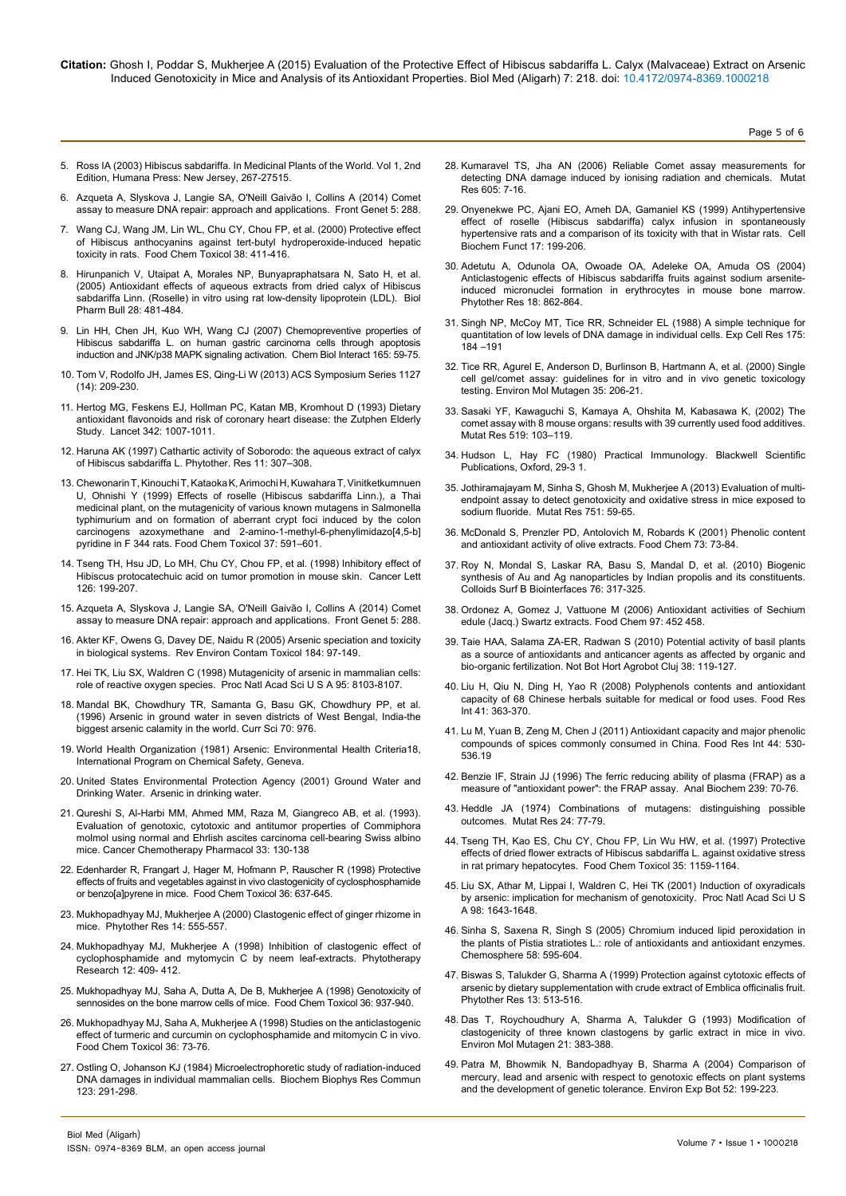5. Ross IA (2003) Hibiscus sabdariffa. In Medicinal Plants of the World. Vol 1, 2nd Edition, Humana Press: New Jersey, 267-27515.

6. Azqueta A, Slyskova J, Langie SA, O'Neill Gaivão I, Collins A (2014) Comet assay to measure DNA repair: approach and applications. Front Genet 5: 288.

7. Wang CJ, Wang JM, Lin WL, Chu CY, Chou FP, et al. (2000) Protective effect of Hibiscus anthocyanins against tert-butyl hydroperoxide-induced hepatic toxicity in rats. Food Chem Toxicol 38: 411-416.

8. Hirunpanich V, Utaipat A, Morales NP, Bunyapraphatsara N, Sato H, et al. (2005) Antioxidant effects of aqueous extracts from dried calyx of Hibiscus sabdariffa Linn. (Roselle) in vitro using rat low-density lipoprotein (LDL). Biol Pharm Bull 28: 481-484.

9. Lin HH, Chen JH, Kuo WH, Wang CJ (2007) Chemopreventive properties of Hibiscus sabdariffa L. on human gastric carcinoma cells through apoptosis induction and JNK/p38 MAPK signaling activation. Chem Biol Interact 165: 59-75.

10. Tom V, Rodolfo JH, James ES, Qing-Li W (2013) ACS Symposium Series 1127 (14): 209-230.

11. Hertog MG, Feskens EJ, Hollman PC, Katan MB, Kromhout D (1993) Dietary antioxidant flavonoids and risk of coronary heart disease: the Zutphen Elderly Study. Lancet 342: 1007-1011.

12. Haruna AK (1997) Cathartic activity of Soborodo: the aqueous extract of calyx of Hibiscus sabdariffa L. Phytother. Res 11: 307–308.

13. Chewonarin T, Kinouchi T, Kataoka K, Arimochi H, Kuwahara T, Vinitketkumnuen U, Ohnishi Y (1999) Effects of roselle (Hibiscus sabdariffa Linn.), a Thai medicinal plant, on the mutagenicity of various known mutagens in Salmonella typhimurium and on formation of aberrant crypt foci induced by the colon carcinogens azoxymethane and 2-amino-1-methyl-6-phenylimidazo[4,5-b] pyridine in F 344 rats. Food Chem Toxicol 37: 591–601.

14. Tseng TH, Hsu JD, Lo MH, Chu CY, Chou FP, et al. (1998) Inhibitory effect of Hibiscus protocatechuic acid on tumor promotion in mouse skin. Cancer Lett 126: 199-207.

15. Azqueta A, Slyskova J, Langie SA, O'Neill Gaivão I, Collins A (2014) Comet assay to measure DNA repair: approach and applications. Front Genet 5: 288.

16. Akter KF, Owens G, Davey DE, Naidu R (2005) Arsenic speciation and toxicity in biological systems. Rev Environ Contam Toxicol 184: 97-149.

17. Hei TK, Liu SX, Waldren C (1998) Mutagenicity of arsenic in mammalian cells: role of reactive oxygen species. Proc Natl Acad Sci U S A 95: 8103-8107.

18. Mandal BK, Chowdhury TR, Samanta G, Basu GK, Chowdhury PP, et al. (1996) Arsenic in ground water in seven districts of West Bengal, India-the biggest arsenic calamity in the world. Curr Sci 70: 976.

19. World Health Organization (1981) Arsenic: Environmental Health Criteria18, International Program on Chemical Safety, Geneva.

20. United States Environmental Protection Agency (2001) Ground Water and Drinking Water. Arsenic in drinking water.

21. Qureshi S, Al-Harbi MM, Ahmed MM, Raza M, Giangreco AB, et al. (1993). Evaluation of genotoxic, cytotoxic and antitumor properties of Commiphora molmol using normal and Ehrlish ascites carcinoma cell-bearing Swiss albino mice. Cancer Chemotherapy Pharmacol 33: 130-138

22. Edenharder R, Frangart J, Hager M, Hofmann P, Rauscher R (1998) Protective effects of fruits and vegetables against in vivo clastogenicity of cyclosphosphamide or benzo[a]pyrene in mice. Food Chem Toxicol 36: 637-645.

23. Mukhopadhyay MJ, Mukherjee A (2000) Clastogenic effect of ginger rhizome in mice. Phytother Res 14: 555-557.

24. Mukhopadhyay MJ, Mukherjee A (1998) Inhibition of clastogenic effect of cyclophosphamide and mytomycin C by neem leaf-extracts. Phytotherapy Research 12: 409- 412.

25. Mukhopadhyay MJ, Saha A, Dutta A, De B, Mukherjee A (1998) Genotoxicity of sennosides on the bone marrow cells of mice. Food Chem Toxicol 36: 937-940.

26. Mukhopadhyay MJ, Saha A, Mukherjee A (1998) Studies on the anticlastogenic effect of turmeric and curcumin on cyclophosphamide and mitomycin C in vivo. Food Chem Toxicol 36: 73-76.

27. Ostling O, Johanson KJ (1984) Microelectrophoretic study of radiation-induced DNA damages in individual mammalian cells. Biochem Biophys Res Commun 123: 291-298.

28. Kumaravel TS, Jha AN (2006) Reliable Comet assay measurements for detecting DNA damage induced by ionising radiation and chemicals. Mutat Res 605: 7-16.

29. Onyenekwe PC, Ajani EO, Ameh DA, Gamaniel KS (1999) Antihypertensive effect of roselle (Hibiscus sabdariffa) calyx infusion in spontaneously hypertensive rats and a comparison of its toxicity with that in Wistar rats. Cell Biochem Funct 17: 199-206.

30. Adetutu A, Odunola OA, Owoade OA, Adeleke OA, Amuda OS (2004) Anticlastogenic effects of Hibiscus sabdariffa fruits against sodium arsenite-induced micronuclei formation in erythrocytes in mouse bone marrow. Phytother Res 18: 862-864.

31. Singh NP, McCoy MT, Tice RR, Schneider EL (1988) A simple technique for quantitation of low levels of DNA damage in individual cells. Exp Cell Res 175: 184 –191

32. Tice RR, Agurel E, Anderson D, Burlinson B, Hartmann A, et al. (2000) Single cell gel/comet assay: guidelines for in vitro and in vivo genetic toxicology testing. Environ Mol Mutagen 35: 206-21.

33. Sasaki YF, Kawaguchi S, Kamaya A, Ohshita M, Kabasawa K, (2002) The comet assay with 8 mouse organs: results with 39 currently used food additives. Mutat Res 519: 103–119.

34. Hudson L, Hay FC (1980) Practical Immunology. Blackwell Scientific Publications, Oxford, 29-3 1.

35. Jothiramajayam M, Sinha S, Ghosh M, Mukherjee A (2013) Evaluation of multi-endpoint assay to detect genotoxicity and oxidative stress in mice exposed to sodium fluoride. Mutat Res 751: 59-65.

36. McDonald S, Prenzler PD, Antolovich M, Robards K (2001) Phenolic content and antioxidant activity of olive extracts. Food Chem 73: 73-84.

37. Roy N, Mondal S, Laskar RA, Basu S, Mandal D, et al. (2010) Biogenic synthesis of Au and Ag nanoparticles by Indian propolis and its constituents. Colloids Surf B Biointerfaces 76: 317-325.

38. Ordonez A, Gomez J, Vattuone M (2006) Antioxidant activities of Sechium edule (Jacq.) Swartz extracts. Food Chem 97: 452 458.

39. Taie HAA, Salama ZA-ER, Radwan S (2010) Potential activity of basil plants as a source of antioxidants and anticancer agents as affected by organic and bio-organic fertilization. Not Bot Hort Agrobot Cluj 38: 119-127.

40. Liu H, Qiu N, Ding H, Yao R (2008) Polyphenols contents and antioxidant capacity of 68 Chinese herbals suitable for medical or food uses. Food Res Int 41: 363-370.

41. Lu M, Yuan B, Zeng M, Chen J (2011) Antioxidant capacity and major phenolic compounds of spices commonly consumed in China. Food Res Int 44: 530-536.19

42. Benzie IF, Strain JJ (1996) The ferric reducing ability of plasma (FRAP) as a measure of "antioxidant power": the FRAP assay. Anal Biochem 239: 70-76.

43. Heddle JA (1974) Combinations of mutagens: distinguishing possible outcomes. Mutat Res 24: 77-79.

44. Tseng TH, Kao ES, Chu CY, Chou FP, Lin Wu HW, et al. (1997) Protective effects of dried flower extracts of Hibiscus sabdariffa L. against oxidative stress in rat primary hepatocytes. Food Chem Toxicol 35: 1159-1164.

45. Liu SX, Athar M, Lippai I, Waldren C, Hei TK (2001) Induction of oxyradicals by arsenic: implication for mechanism of genotoxicity. Proc Natl Acad Sci U S A 98: 1643-1648.

46. Sinha S, Saxena R, Singh S (2005) Chromium induced lipid peroxidation in the plants of Pistia stratiotes L.: role of antioxidants and antioxidant enzymes. Chemosphere 58: 595-604.

47. Biswas S, Talukder G, Sharma A (1999) Protection against cytotoxic effects of arsenic by dietary supplementation with crude extract of Emblica officinalis fruit. Phytother Res 13: 513-516.

48. Das T, Roychoudhury A, Sharma A, Talukder G (1993) Modification of clastogenicity of three known clastogens by garlic extract in mice in vivo. Environ Mol Mutagen 21: 383-388.

49. Patra M, Bhowmik N, Bandopadhyay B, Sharma A (2004) Comparison of mercury, lead and arsenic with respect to genotoxic effects on plant systems and the development of genetic tolerance. Environ Exp Bot 52: 199-223.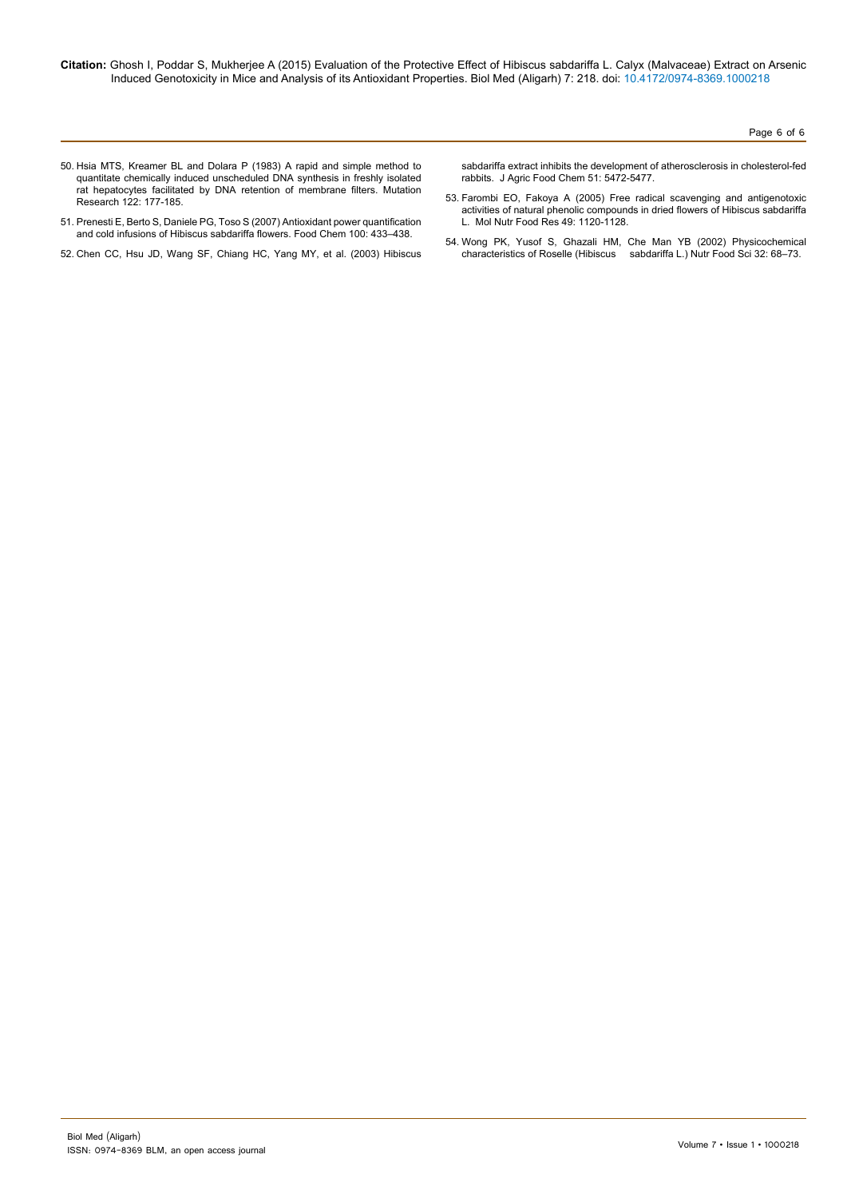50. Hsia MTS, Kreamer BL and Dolara P (1983) A rapid and simple method to quantitate chemically induced unscheduled DNA synthesis in freshly isolated rat hepatocytes facilitated by DNA retention of membrane filters. Mutation Research 122: 177-185.

51. Prenesti E, Berto S, Daniele PG, Toso S (2007) Antioxidant power quantification and cold infusions of Hibiscus sabdariffa flowers. Food Chem 100: 433–438.

52. Chen CC, Hsu JD, Wang SF, Chiang HC, Yang MY, et al. (2003) Hibiscus sabdariffa extract inhibits the development of atherosclerosis in cholesterol-fed rabbits. J Agric Food Chem 51: 5472-5477.

53. Farombi EO, Fakoya A (2005) Free radical scavenging and antigenotoxic activities of natural phenolic compounds in dried flowers of Hibiscus sabdariffa L. Mol Nutr Food Res 49: 1120-1128.

54. Wong PK, Yusof S, Ghazali HM, Che Man YB (2002) Physicochemical characteristics of Roselle (Hibiscus sabdariffa L.) Nutr Food Sci 32: 68–73.